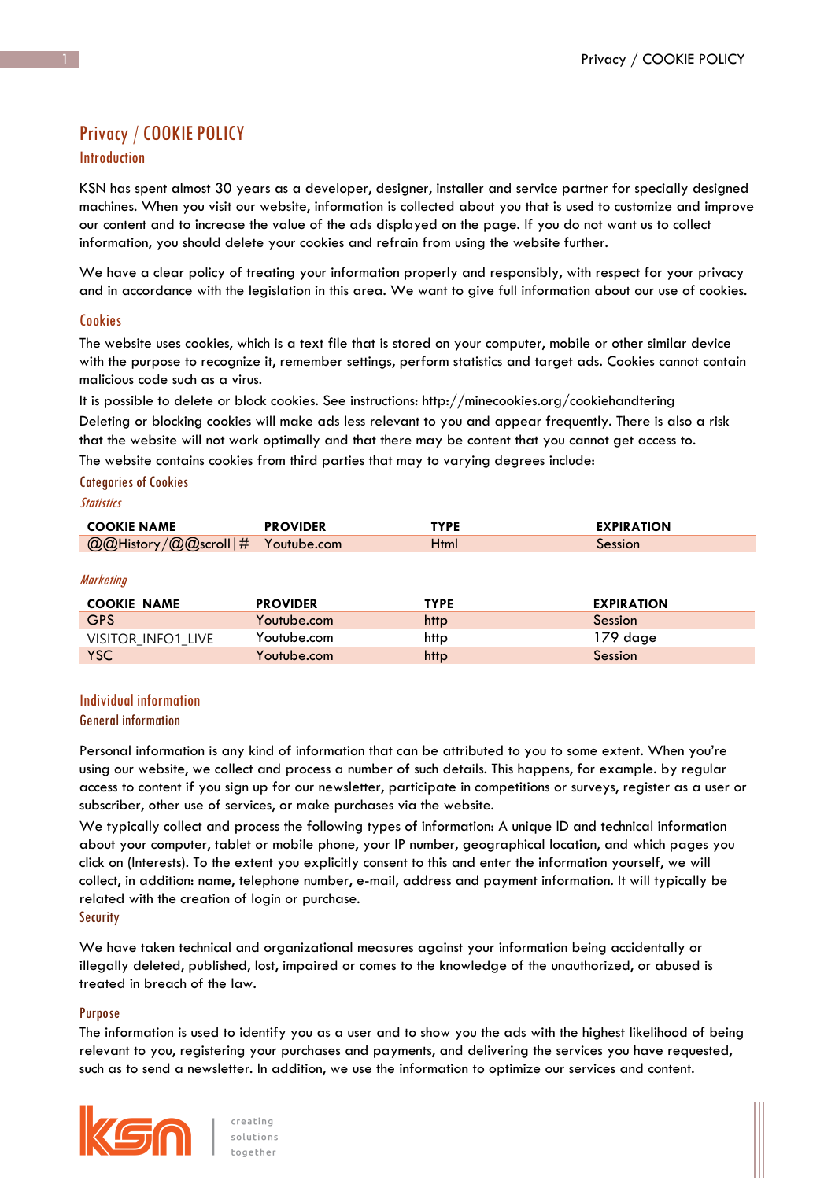# Privacy / COOKIE POLICY

## Introduction

KSN has spent almost 30 years as a developer, designer, installer and service partner for specially designed machines. When you visit our website, information is collected about you that is used to customize and improve our content and to increase the value of the ads displayed on the page. If you do not want us to collect information, you should delete your cookies and refrain from using the website further.

We have a clear policy of treating your information properly and responsibly, with respect for your privacy and in accordance with the legislation in this area. We want to give full information about our use of cookies.

## Cookies

The website uses cookies, which is a text file that is stored on your computer, mobile or other similar device with the purpose to recognize it, remember settings, perform statistics and target ads. Cookies cannot contain malicious code such as a virus.

It is possible to delete or block cookies. See instructions: http://minecookies.org/cookiehandtering

Deleting or blocking cookies will make ads less relevant to you and appear frequently. There is also a risk that the website will not work optimally and that there may be content that you cannot get access to.

The website contains cookies from third parties that may to varying degrees include:

### Categories of Cookies

*Statistics*

| COOKIE NAME | PROVIDER | TYPE | EXPIRATION |
|---|---|---|---|
| @@History/@@scroll|# | Youtube.com | Html | Session |

*Marketing*

| COOKIE NAME | PROVIDER | TYPE | EXPIRATION |
|---|---|---|---|
| GPS | Youtube.com | http | Session |
| VISITOR_INFO1_LIVE | Youtube.com | http | 179 dage |
| YSC | Youtube.com | http | Session |

## Individual information

### General information

Personal information is any kind of information that can be attributed to you to some extent. When you're using our website, we collect and process a number of such details. This happens, for example. by regular access to content if you sign up for our newsletter, participate in competitions or surveys, register as a user or subscriber, other use of services, or make purchases via the website.

We typically collect and process the following types of information: A unique ID and technical information about your computer, tablet or mobile phone, your IP number, geographical location, and which pages you click on (Interests). To the extent you explicitly consent to this and enter the information yourself, we will collect, in addition: name, telephone number, e-mail, address and payment information. It will typically be related with the creation of login or purchase.

### Security

We have taken technical and organizational measures against your information being accidentally or illegally deleted, published, lost, impaired or comes to the knowledge of the unauthorized, or abused is treated in breach of the law.

### Purpose

The information is used to identify you as a user and to show you the ads with the highest likelihood of being relevant to you, registering your purchases and payments, and delivering the services you have requested, such as to send a newsletter. In addition, we use the information to optimize our services and content.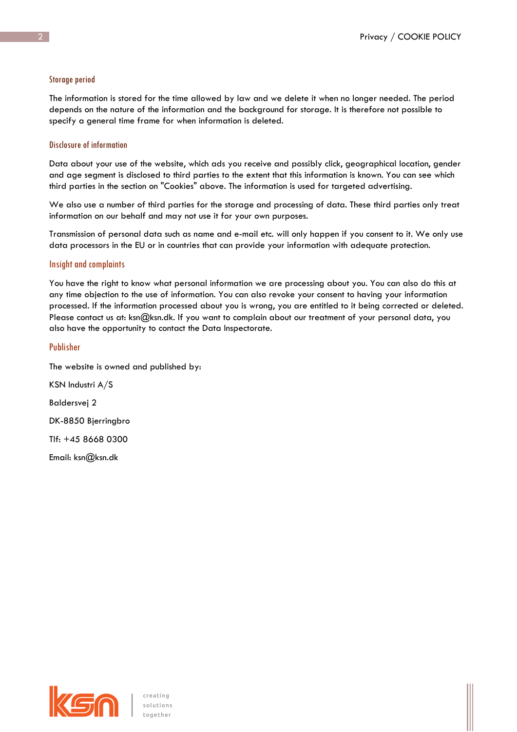## Storage period

The information is stored for the time allowed by law and we delete it when no longer needed. The period depends on the nature of the information and the background for storage. It is therefore not possible to specify a general time frame for when information is deleted.

## Disclosure of information

Data about your use of the website, which ads you receive and possibly click, geographical location, gender and age segment is disclosed to third parties to the extent that this information is known. You can see which third parties in the section on "Cookies" above. The information is used for targeted advertising.

We also use a number of third parties for the storage and processing of data. These third parties only treat information on our behalf and may not use it for your own purposes.

Transmission of personal data such as name and e-mail etc. will only happen if you consent to it. We only use data processors in the EU or in countries that can provide your information with adequate protection.

## Insight and complaints

You have the right to know what personal information we are processing about you. You can also do this at any time objection to the use of information. You can also revoke your consent to having your information processed. If the information processed about you is wrong, you are entitled to it being corrected or deleted. Please contact us at: ksn@ksn.dk. If you want to complain about our treatment of your personal data, you also have the opportunity to contact the Data Inspectorate.

## Publisher

The website is owned and published by:

KSN Industri A/S

Baldersvej 2

DK-8850 Bjerringbro

Tlf: +45 8668 0300

Email: ksn@ksn.dk